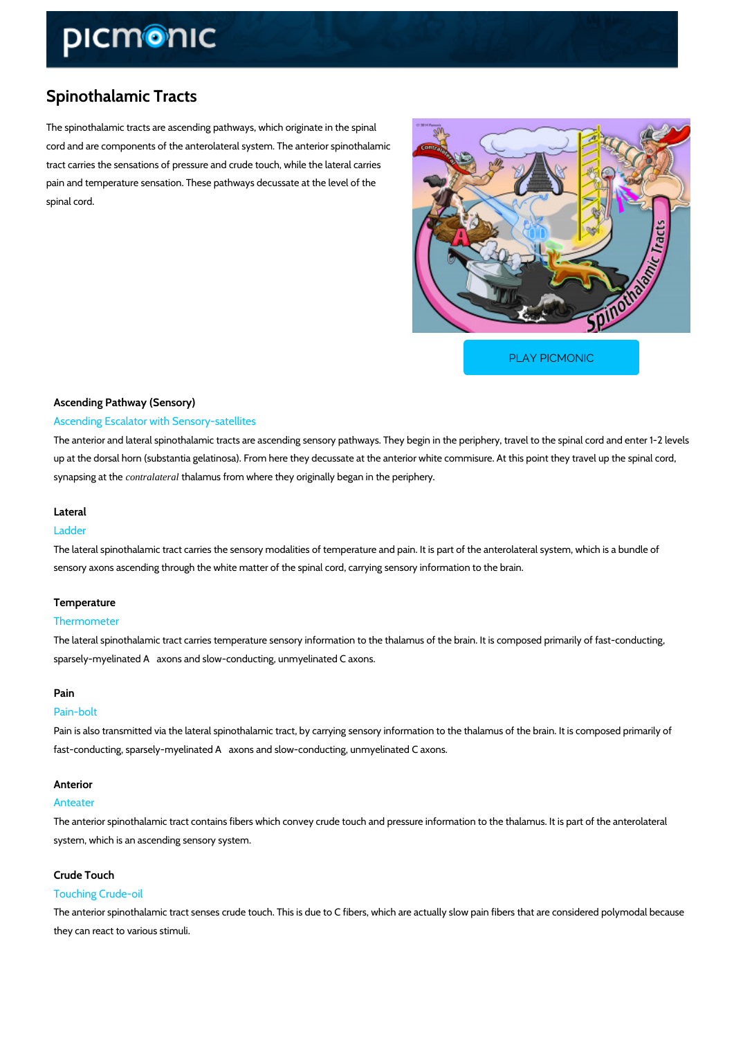# Spinothalamic Tracts

The spinothalamic tracts are ascending pathways, which originate in the spinal cord and are components of the anterolateral system. The anterior spinothalamic tract carries the sensations of pressure and crude touch, while the lateral carries pain and temperature sensation. These pathways decussate at the level of the spinal cord.

PLAY PICMONIC

### Ascending Pathway (Sensory)

Ascending Escalator with Sensory-satellites

The anterior and lateral spinothalamic tracts are ascending sensory pathways. They begin in the periphery, travel to the spinal cord and enter 1-2 levels up at the dorsal horn (substantia gelatinosa). From here they decussate at the anterior white commisure. At this point they travel up the spinal cord, synapsing at the *contralateral* thalamus from where they originally began in the periphery.

### Lateral

Ladder

The lateral spinothalamic tract carries the sensory modalities of temperature and pain. It is part of the anterolateral system, which is a bundle of sensory axons ascending through the white matter of the spinal cord, carrying sensory information to the brain.

### Temperature

Thermometer

The lateral spinothalamic tract carries temperature sensory information to the thalamus of the brain. It is composed primarily of fast-conducting, sparsely-myelinated A axons and slow-conducting, unmyelinated C axons.

### Pain

Pain-bolt

Pain is also transmitted via the lateral spinothalamic tract, by carrying sensory information to the thalamus of the brain. It is composed primarily of fast-conducting, sparsely-myelinated A axons and slow-conducting, unmyelinated C axons.

### Anterior

Anteater

The anterior spinothalamic tract contains fibers which convey crude touch and pressure information to the thalamus. It is part of the anterolateral system, which is an ascending sensory system.

### Crude Touch

Touching Crude-oil

The anterior spinothalamic tract senses crude touch. This is due to C fibers, which are actually slow pain fibers that are considered polymodal because they can react to various stimuli.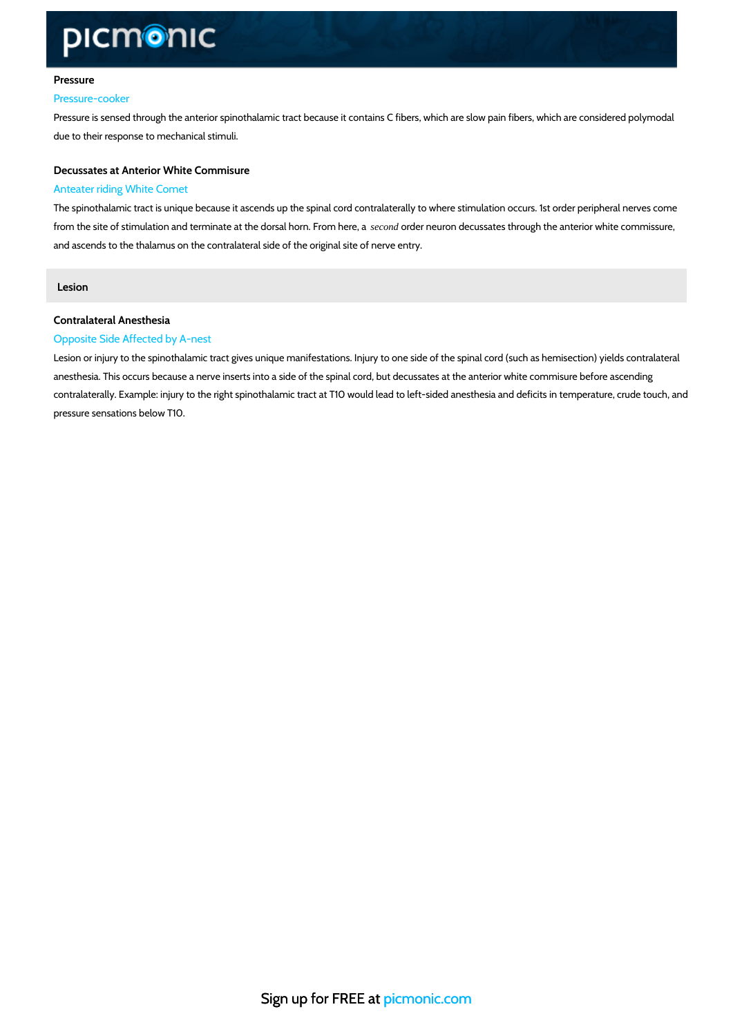### Pressure

Pressure-cooker

Pressure is sensed through the anterior spinothalamic tract because it contains C fibers, which are slow pain fibers, which are considered polymodal due to their response to mechanical stimuli.

### Decussates at Anterior White Commisure

Anteater riding White Comet

The spinothalamic tract is unique because it ascends up the spinal cord contralaterally to where stimulation occurs. 1st order peripheral nerves come from the site of stimulation and terminate at the dorsal horn. From here, a *second* order neuron decussates through the anterior white commissure, and ascends to the thalamus on the contralateral side of the original site of nerve entry.

## Lesion

### Contralateral Anesthesia

Opposite Side Affected by A-nest

Lesion or injury to the spinothalamic tract gives unique manifestations. Injury to one side of the spinal cord (such as hemisection) yields contralateral anesthesia. This occurs because a nerve inserts into a side of the spinal cord, but decussates at the anterior white commisure before ascending contralaterally. Example: injury to the right spinothalamic tract at T10 would lead to left-sided anesthesia and deficits in temperature, crude touch, and pressure sensations below T10.